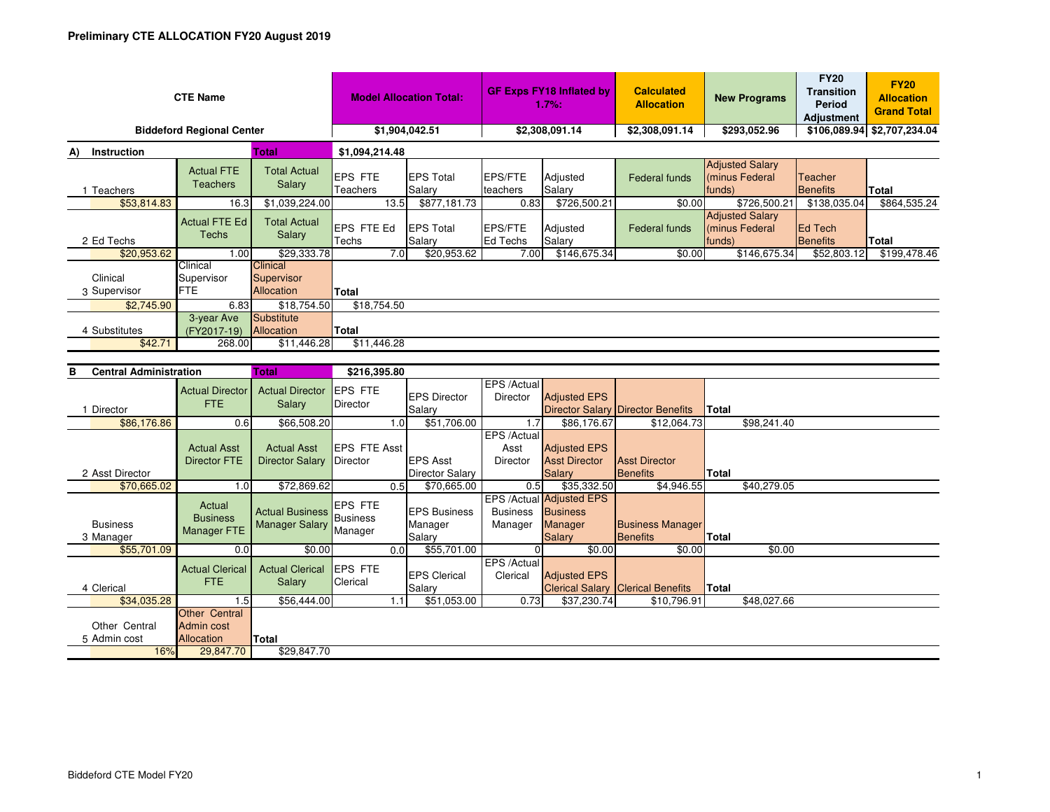## Preliminary CTE ALLOCATION FY20 August 2019

| CTE Name | Model Allocation Total: | GF Exps FY18 Inflated by 1.7%: | Calculated Allocation | New Programs | FY20 Transition Period Adjustment | FY20 Allocation Grand Total |
|---|---|---|---|---|---|---|
| Biddeford Regional Center | $1,904,042.51 | $2,308,091.14 | $2,308,091.14 | $293,052.96 | $106,089.94 | $2,707,234.04 |

### A) Instruction — Total $1,094,214.48

| 1 Teachers | Actual FTE Teachers | Total Actual Salary | EPS FTE Teachers | EPS Total Salary | EPS/FTE teachers | Adjusted Salary | Federal funds | Adjusted Salary (minus Federal funds) | Teacher Benefits | Total |
|---|---|---|---|---|---|---|---|---|---|---|
| $53,814.83 | 16.3 | $1,039,224.00 | 13.5 | $877,181.73 | 0.83 | $726,500.21 | $0.00 | $726,500.21 | $138,035.04 | $864,535.24 |

| 2 Ed Techs | Actual FTE Ed Techs | Total Actual Salary | EPS FTE Ed Techs | EPS Total Salary | EPS/FTE Ed Techs | Adjusted Salary | Federal funds | Adjusted Salary (minus Federal funds) | Ed Tech Benefits | Total |
|---|---|---|---|---|---|---|---|---|---|---|
| $20,953.62 | 1.00 | $29,333.78 | 7.0 | $20,953.62 | 7.00 | $146,675.34 | $0.00 | $146,675.34 | $52,803.12 | $199,478.46 |

| 3 Clinical Supervisor | Clinical Supervisor FTE | Clinical Supervisor Allocation | Total |
|---|---|---|---|
| $2,745.90 | 6.83 | $18,754.50 | $18,754.50 |

| 4 Substitutes | 3-year Ave (FY2017-19) | Substitute Allocation | Total |
|---|---|---|---|
| $42.71 | 268.00 | $11,446.28 | $11,446.28 |

### B Central Administration — Total $216,395.80

| 1 Director | Actual Director FTE | Actual Director Salary | EPS FTE Director | EPS Director Salary | EPS /Actual Director | Adjusted EPS Director Salary | Director Benefits | Total |
|---|---|---|---|---|---|---|---|---|
| $86,176.86 | 0.6 | $66,508.20 | 1.0 | $51,706.00 | 1.7 | $86,176.67 | $12,064.73 | $98,241.40 |

| 2 Asst Director | Actual Asst Director FTE | Actual Asst Director Salary | EPS FTE Asst Director | EPS Asst Director Salary | EPS /Actual Asst Director | Adjusted EPS Asst Director Salary | Asst Director Benefits | Total |
|---|---|---|---|---|---|---|---|---|
| $70,665.02 | 1.0 | $72,869.62 | 0.5 | $70,665.00 | 0.5 | $35,332.50 | $4,946.55 | $40,279.05 |

| 3 Business Manager | Actual Business Manager FTE | Actual Business Manager Salary | EPS FTE Business Manager | EPS Business Manager Salary | EPS /Actual Business Manager | Adjusted EPS Business Manager Salary | Business Manager Benefits | Total |
|---|---|---|---|---|---|---|---|---|
| $55,701.09 | 0.0 | $0.00 | 0.0 | $55,701.00 | 0 | $0.00 | $0.00 | $0.00 |

| 4 Clerical | Actual Clerical FTE | Actual Clerical Salary | EPS FTE Clerical | EPS Clerical Salary | EPS /Actual Clerical | Adjusted EPS Clerical Salary | Clerical Benefits | Total |
|---|---|---|---|---|---|---|---|---|
| $34,035.28 | 1.5 | $56,444.00 | 1.1 | $51,053.00 | 0.73 | $37,230.74 | $10,796.91 | $48,027.66 |

| 5 Other Central Admin cost | Other Central Admin cost Allocation | Total |
|---|---|---|
| 16% | 29,847.70 | $29,847.70 |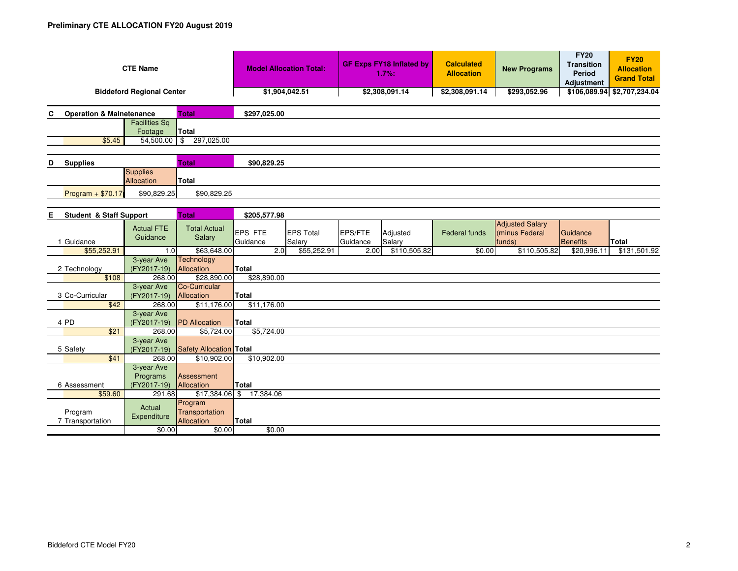**Preliminary CTE ALLOCATION FY20 August 2019**

| CTE Name | Model Allocation Total: | GF Exps FY18 Inflated by 1.7%: | Calculated Allocation | New Programs | FY20 Transition Period Adjustment | FY20 Allocation Grand Total |
|---|---|---|---|---|---|---|
| Biddeford Regional Center | $1,904,042.51 | $2,308,091.14 | $2,308,091.14 | $293,052.96 | $106,089.94 | $2,707,234.04 |

| C | Operation & Mainetenance | | Total | $297,025.00 |
|---|---|---|---|---|
| | | Facilities Sq Footage | Total | |
| | $5.45 | 54,500.00 | $ 297,025.00 | |

| D | Supplies | | Total | $90,829.25 |
|---|---|---|---|---|
| | | Supplies Allocation | Total | |
| | Program + $70.17 | $90,829.25 | $90,829.25 | |

| E | Student & Staff Support | | Total | $205,577.98 | | | | | | | |
|---|---|---|---|---|---|---|---|---|---|---|---|
| | 1 Guidance | Actual FTE Guidance | Total Actual Salary | EPS FTE Guidance | EPS Total Salary | EPS/FTE Guidance | Adjusted Salary | Federal funds | Adjusted Salary (minus Federal funds) | Guidance Benefits | Total |
| | $55,252.91 | 1.0 | $63,648.00 | 2.0 | $55,252.91 | 2.00 | $110,505.82 | $0.00 | $110,505.82 | $20,996.11 | $131,501.92 |
| | 2 Technology | 3-year Ave (FY2017-19) | Technology Allocation | Total | | | | | | | |
| | $108 | 268.00 | $28,890.00 | $28,890.00 | | | | | | | |
| | 3 Co-Curricular | 3-year Ave (FY2017-19) | Co-Curricular Allocation | Total | | | | | | | |
| | $42 | 268.00 | $11,176.00 | $11,176.00 | | | | | | | |
| | 4 PD | 3-year Ave (FY2017-19) | PD Allocation | Total | | | | | | | |
| | $21 | 268.00 | $5,724.00 | $5,724.00 | | | | | | | |
| | 5 Safety | 3-year Ave (FY2017-19) | Safety Allocation | Total | | | | | | | |
| | $41 | 268.00 | $10,902.00 | $10,902.00 | | | | | | | |
| | 6 Assessment | 3-year Ave Programs (FY2017-19) | Assessment Allocation | Total | | | | | | | |
| | $59.60 | 291.68 | $17,384.06 | $ 17,384.06 | | | | | | | |
| | 7 Program Transportation | Actual Expenditure | Program Transportation Allocation | Total | | | | | | | |
| | | $0.00 | $0.00 | $0.00 | | | | | | | |

Biddeford CTE Model FY20